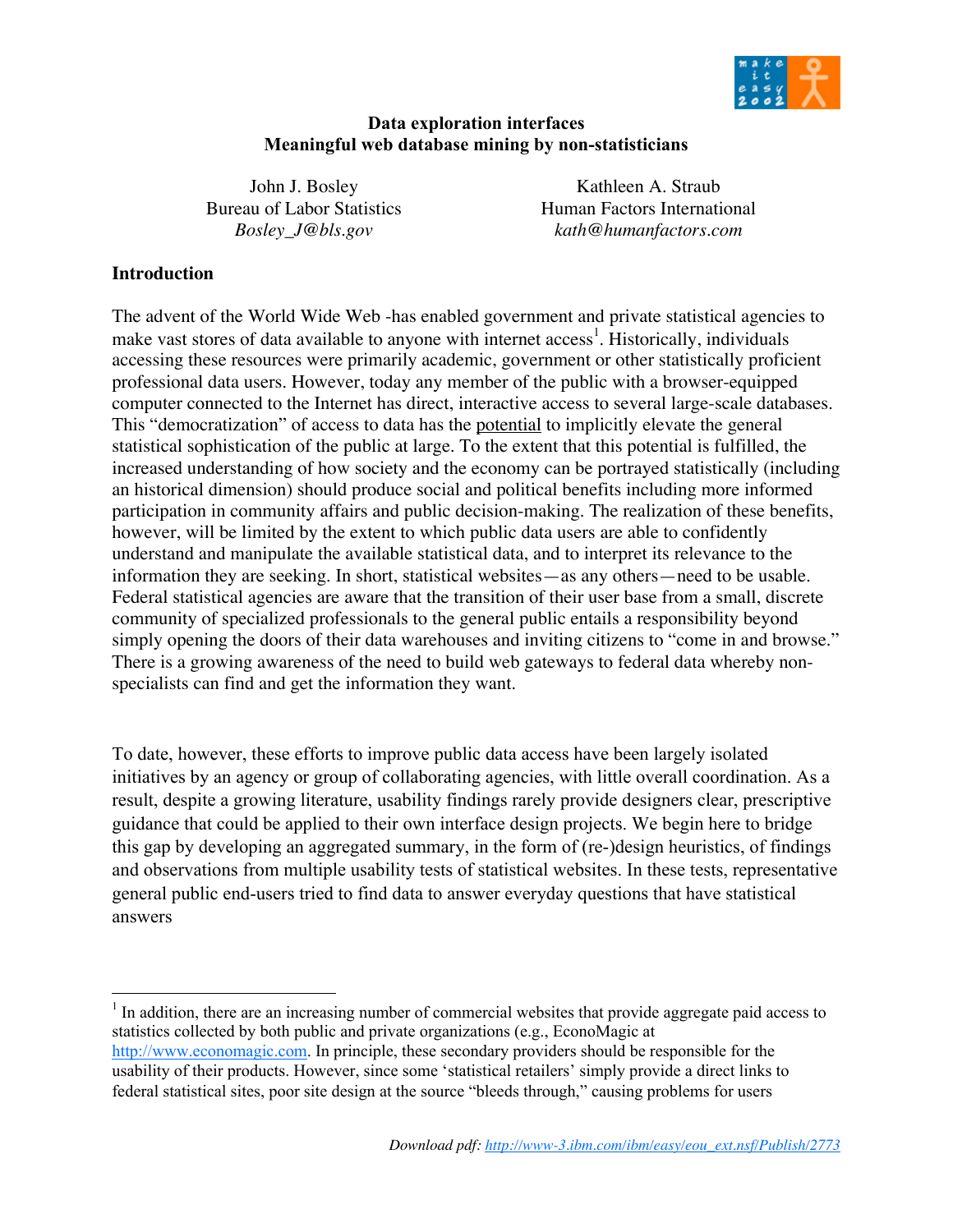# Data exploration interfaces
## Meaningful web database mining by non-statisticians

John J. Bosley
Bureau of Labor Statistics
*Bosley_J@bls.gov*

Kathleen A. Straub
Human Factors International
*kath@humanfactors.com*

## Introduction

The advent of the World Wide Web -has enabled government and private statistical agencies to make vast stores of data available to anyone with internet access[1]. Historically, individuals accessing these resources were primarily academic, government or other statistically proficient professional data users. However, today any member of the public with a browser-equipped computer connected to the Internet has direct, interactive access to several large-scale databases. This "democratization" of access to data has the potential to implicitly elevate the general statistical sophistication of the public at large. To the extent that this potential is fulfilled, the increased understanding of how society and the economy can be portrayed statistically (including an historical dimension) should produce social and political benefits including more informed participation in community affairs and public decision-making. The realization of these benefits, however, will be limited by the extent to which public data users are able to confidently understand and manipulate the available statistical data, and to interpret its relevance to the information they are seeking. In short, statistical websites—as any others—need to be usable. Federal statistical agencies are aware that the transition of their user base from a small, discrete community of specialized professionals to the general public entails a responsibility beyond simply opening the doors of their data warehouses and inviting citizens to "come in and browse." There is a growing awareness of the need to build web gateways to federal data whereby non-specialists can find and get the information they want.

To date, however, these efforts to improve public data access have been largely isolated initiatives by an agency or group of collaborating agencies, with little overall coordination. As a result, despite a growing literature, usability findings rarely provide designers clear, prescriptive guidance that could be applied to their own interface design projects. We begin here to bridge this gap by developing an aggregated summary, in the form of (re-)design heuristics, of findings and observations from multiple usability tests of statistical websites. In these tests, representative general public end-users tried to find data to answer everyday questions that have statistical answers

[1] In addition, there are an increasing number of commercial websites that provide aggregate paid access to statistics collected by both public and private organizations (e.g., EconoMagic at http://www.economagic.com. In principle, these secondary providers should be responsible for the usability of their products. However, since some 'statistical retailers' simply provide a direct links to federal statistical sites, poor site design at the source "bleeds through," causing problems for users

*Download pdf: http://www-3.ibm.com/ibm/easy/eou_ext.nsf/Publish/2773*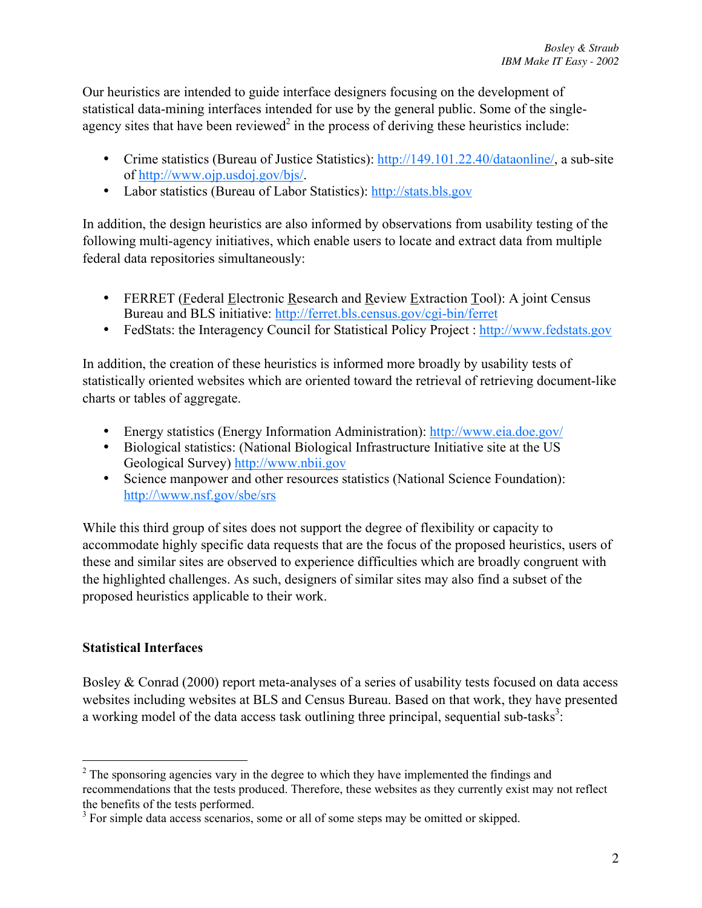Our heuristics are intended to guide interface designers focusing on the development of statistical data-mining interfaces intended for use by the general public. Some of the single-agency sites that have been reviewed[2] in the process of deriving these heuristics include:

- Crime statistics (Bureau of Justice Statistics): http://149.101.22.40/dataonline/, a sub-site of http://www.ojp.usdoj.gov/bjs/.
- Labor statistics (Bureau of Labor Statistics): http://stats.bls.gov

In addition, the design heuristics are also informed by observations from usability testing of the following multi-agency initiatives, which enable users to locate and extract data from multiple federal data repositories simultaneously:

- FERRET (Federal Electronic Research and Review Extraction Tool): A joint Census Bureau and BLS initiative: http://ferret.bls.census.gov/cgi-bin/ferret
- FedStats: the Interagency Council for Statistical Policy Project : http://www.fedstats.gov

In addition, the creation of these heuristics is informed more broadly by usability tests of statistically oriented websites which are oriented toward the retrieval of retrieving document-like charts or tables of aggregate.

- Energy statistics (Energy Information Administration): http://www.eia.doe.gov/
- Biological statistics: (National Biological Infrastructure Initiative site at the US Geological Survey) http://www.nbii.gov
- Science manpower and other resources statistics (National Science Foundation): http:/\www.nsf.gov/sbe/srs

While this third group of sites does not support the degree of flexibility or capacity to accommodate highly specific data requests that are the focus of the proposed heuristics, users of these and similar sites are observed to experience difficulties which are broadly congruent with the highlighted challenges. As such, designers of similar sites may also find a subset of the proposed heuristics applicable to their work.

**Statistical Interfaces**

Bosley & Conrad (2000) report meta-analyses of a series of usability tests focused on data access websites including websites at BLS and Census Bureau. Based on that work, they have presented a working model of the data access task outlining three principal, sequential sub-tasks[3]:

---

[2] The sponsoring agencies vary in the degree to which they have implemented the findings and recommendations that the tests produced. Therefore, these websites as they currently exist may not reflect the benefits of the tests performed.

[3] For simple data access scenarios, some or all of some steps may be omitted or skipped.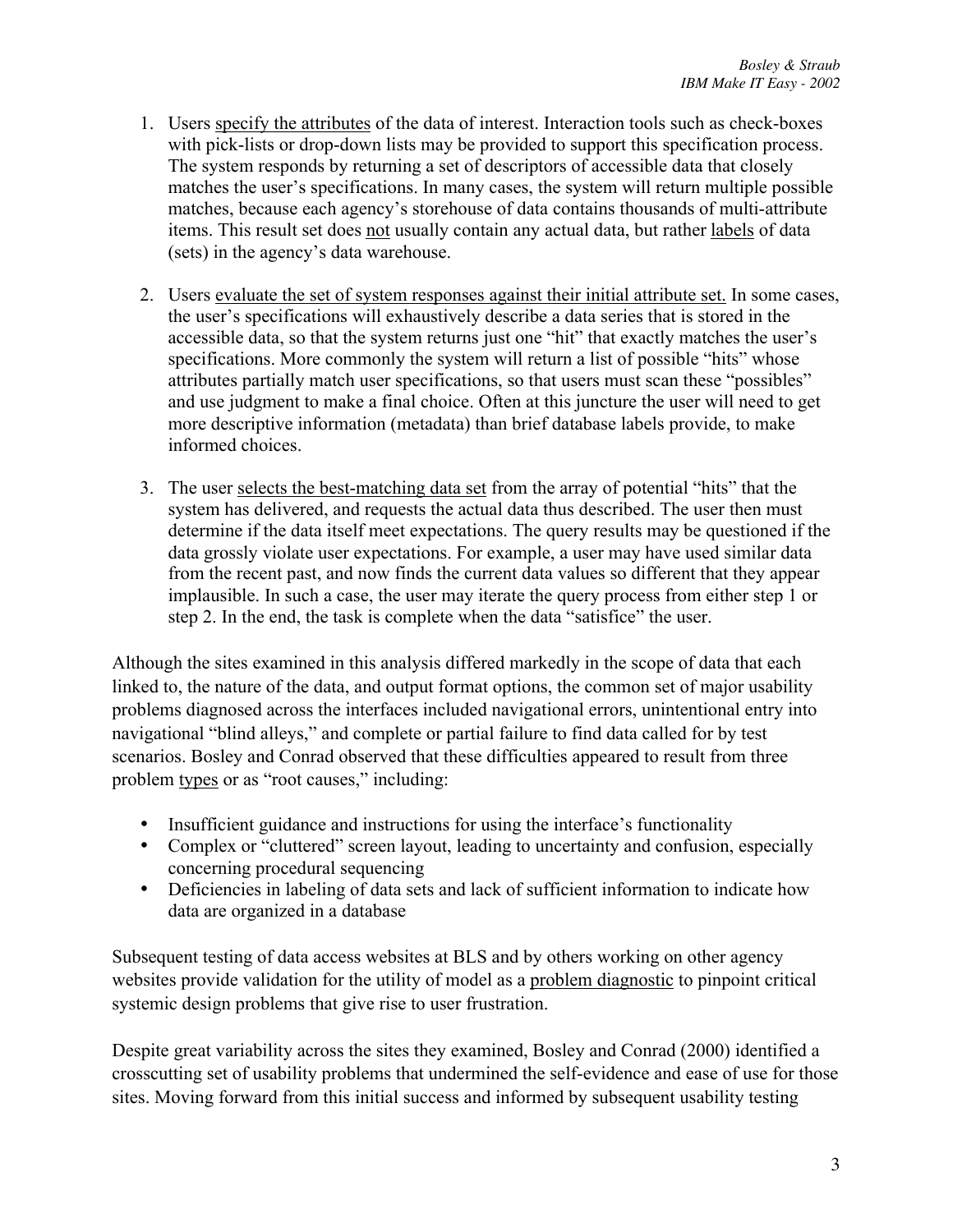1. Users <u>specify the attributes</u> of the data of interest. Interaction tools such as check-boxes with pick-lists or drop-down lists may be provided to support this specification process. The system responds by returning a set of descriptors of accessible data that closely matches the user's specifications. In many cases, the system will return multiple possible matches, because each agency's storehouse of data contains thousands of multi-attribute items. This result set does <u>not</u> usually contain any actual data, but rather <u>labels</u> of data (sets) in the agency's data warehouse.

2. Users <u>evaluate the set of system responses against their initial attribute set.</u> In some cases, the user's specifications will exhaustively describe a data series that is stored in the accessible data, so that the system returns just one "hit" that exactly matches the user's specifications. More commonly the system will return a list of possible "hits" whose attributes partially match user specifications, so that users must scan these "possibles" and use judgment to make a final choice. Often at this juncture the user will need to get more descriptive information (metadata) than brief database labels provide, to make informed choices.

3. The user <u>selects the best-matching data set</u> from the array of potential "hits" that the system has delivered, and requests the actual data thus described. The user then must determine if the data itself meet expectations. The query results may be questioned if the data grossly violate user expectations. For example, a user may have used similar data from the recent past, and now finds the current data values so different that they appear implausible. In such a case, the user may iterate the query process from either step 1 or step 2. In the end, the task is complete when the data "satisfice" the user.

Although the sites examined in this analysis differed markedly in the scope of data that each linked to, the nature of the data, and output format options, the common set of major usability problems diagnosed across the interfaces included navigational errors, unintentional entry into navigational "blind alleys," and complete or partial failure to find data called for by test scenarios. Bosley and Conrad observed that these difficulties appeared to result from three problem <u>types</u> or as "root causes," including:

- Insufficient guidance and instructions for using the interface's functionality
- Complex or "cluttered" screen layout, leading to uncertainty and confusion, especially concerning procedural sequencing
- Deficiencies in labeling of data sets and lack of sufficient information to indicate how data are organized in a database

Subsequent testing of data access websites at BLS and by others working on other agency websites provide validation for the utility of model as a <u>problem diagnostic</u> to pinpoint critical systemic design problems that give rise to user frustration.

Despite great variability across the sites they examined, Bosley and Conrad (2000) identified a crosscutting set of usability problems that undermined the self-evidence and ease of use for those sites. Moving forward from this initial success and informed by subsequent usability testing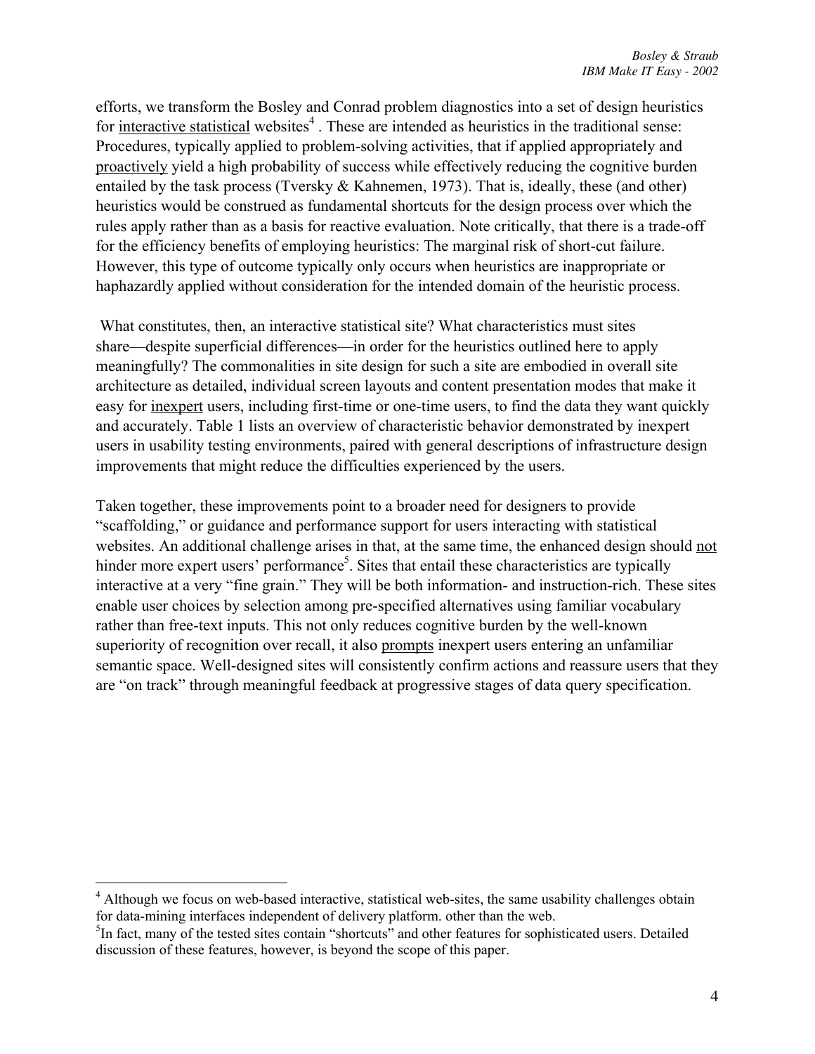efforts, we transform the Bosley and Conrad problem diagnostics into a set of design heuristics for <u>interactive statistical</u> websites[4] . These are intended as heuristics in the traditional sense: Procedures, typically applied to problem-solving activities, that if applied appropriately and <u>proactively</u> yield a high probability of success while effectively reducing the cognitive burden entailed by the task process (Tversky & Kahnemen, 1973). That is, ideally, these (and other) heuristics would be construed as fundamental shortcuts for the design process over which the rules apply rather than as a basis for reactive evaluation. Note critically, that there is a trade-off for the efficiency benefits of employing heuristics: The marginal risk of short-cut failure. However, this type of outcome typically only occurs when heuristics are inappropriate or haphazardly applied without consideration for the intended domain of the heuristic process.

What constitutes, then, an interactive statistical site? What characteristics must sites share—despite superficial differences—in order for the heuristics outlined here to apply meaningfully? The commonalities in site design for such a site are embodied in overall site architecture as detailed, individual screen layouts and content presentation modes that make it easy for <u>inexpert</u> users, including first-time or one-time users, to find the data they want quickly and accurately. Table 1 lists an overview of characteristic behavior demonstrated by inexpert users in usability testing environments, paired with general descriptions of infrastructure design improvements that might reduce the difficulties experienced by the users.

Taken together, these improvements point to a broader need for designers to provide "scaffolding," or guidance and performance support for users interacting with statistical websites. An additional challenge arises in that, at the same time, the enhanced design should <u>not</u> hinder more expert users' performance[5]. Sites that entail these characteristics are typically interactive at a very "fine grain." They will be both information- and instruction-rich. These sites enable user choices by selection among pre-specified alternatives using familiar vocabulary rather than free-text inputs. This not only reduces cognitive burden by the well-known superiority of recognition over recall, it also <u>prompts</u> inexpert users entering an unfamiliar semantic space. Well-designed sites will consistently confirm actions and reassure users that they are "on track" through meaningful feedback at progressive stages of data query specification.

---

[4] Although we focus on web-based interactive, statistical web-sites, the same usability challenges obtain for data-mining interfaces independent of delivery platform. other than the web.

[5] In fact, many of the tested sites contain "shortcuts" and other features for sophisticated users. Detailed discussion of these features, however, is beyond the scope of this paper.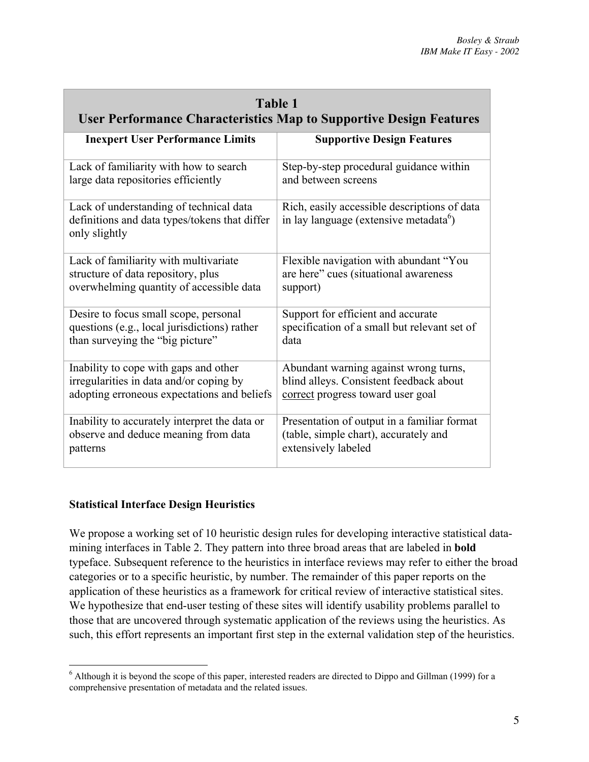**Table 1**
**User Performance Characteristics Map to Supportive Design Features**

| Inexpert User Performance Limits | Supportive Design Features |
|---|---|
| Lack of familiarity with how to search large data repositories efficiently | Step-by-step procedural guidance within and between screens |
| Lack of understanding of technical data definitions and data types/tokens that differ only slightly | Rich, easily accessible descriptions of data in lay language (extensive metadata[6]) |
| Lack of familiarity with multivariate structure of data repository, plus overwhelming quantity of accessible data | Flexible navigation with abundant "You are here" cues (situational awareness support) |
| Desire to focus small scope, personal questions (e.g., local jurisdictions) rather than surveying the "big picture" | Support for efficient and accurate specification of a small but relevant set of data |
| Inability to cope with gaps and other irregularities in data and/or coping by adopting erroneous expectations and beliefs | Abundant warning against wrong turns, blind alleys. Consistent feedback about correct progress toward user goal |
| Inability to accurately interpret the data or observe and deduce meaning from data patterns | Presentation of output in a familiar format (table, simple chart), accurately and extensively labeled |

### Statistical Interface Design Heuristics

We propose a working set of 10 heuristic design rules for developing interactive statistical data-mining interfaces in Table 2. They pattern into three broad areas that are labeled in **bold** typeface. Subsequent reference to the heuristics in interface reviews may refer to either the broad categories or to a specific heuristic, by number. The remainder of this paper reports on the application of these heuristics as a framework for critical review of interactive statistical sites. We hypothesize that end-user testing of these sites will identify usability problems parallel to those that are uncovered through systematic application of the reviews using the heuristics. As such, this effort represents an important first step in the external validation step of the heuristics.

---

[6] Although it is beyond the scope of this paper, interested readers are directed to Dippo and Gillman (1999) for a comprehensive presentation of metadata and the related issues.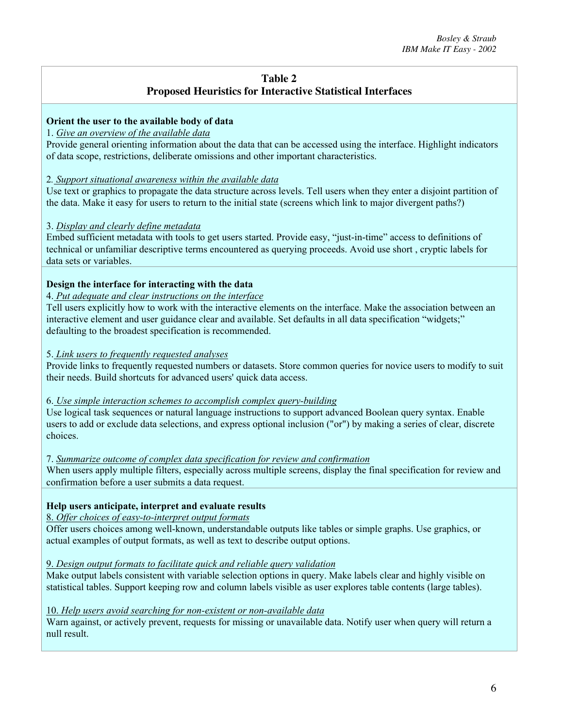## Table 2
## Proposed Heuristics for Interactive Statistical Interfaces

**Orient the user to the available body of data**

1. *Give an overview of the available data*

Provide general orienting information about the data that can be accessed using the interface. Highlight indicators of data scope, restrictions, deliberate omissions and other important characteristics.

2. *Support situational awareness within the available data*

Use text or graphics to propagate the data structure across levels. Tell users when they enter a disjoint partition of the data. Make it easy for users to return to the initial state (screens which link to major divergent paths?)

3. *Display and clearly define metadata*

Embed sufficient metadata with tools to get users started. Provide easy, "just-in-time" access to definitions of technical or unfamiliar descriptive terms encountered as querying proceeds. Avoid use short , cryptic labels for data sets or variables.

**Design the interface for interacting with the data**

4. *Put adequate and clear instructions on the interface*

Tell users explicitly how to work with the interactive elements on the interface. Make the association between an interactive element and user guidance clear and available. Set defaults in all data specification "widgets;" defaulting to the broadest specification is recommended.

5. *Link users to frequently requested analyses*

Provide links to frequently requested numbers or datasets. Store common queries for novice users to modify to suit their needs. Build shortcuts for advanced users' quick data access.

6. *Use simple interaction schemes to accomplish complex query-building*

Use logical task sequences or natural language instructions to support advanced Boolean query syntax. Enable users to add or exclude data selections, and express optional inclusion ("or") by making a series of clear, discrete choices.

7. *Summarize outcome of complex data specification for review and confirmation*

When users apply multiple filters, especially across multiple screens, display the final specification for review and confirmation before a user submits a data request.

**Help users anticipate, interpret and evaluate results**

8. *Offer choices of easy-to-interpret output formats*

Offer users choices among well-known, understandable outputs like tables or simple graphs. Use graphics, or actual examples of output formats, as well as text to describe output options.

9. *Design output formats to facilitate quick and reliable query validation*

Make output labels consistent with variable selection options in query. Make labels clear and highly visible on statistical tables. Support keeping row and column labels visible as user explores table contents (large tables).

10. *Help users avoid searching for non-existent or non-available data*

Warn against, or actively prevent, requests for missing or unavailable data. Notify user when query will return a null result.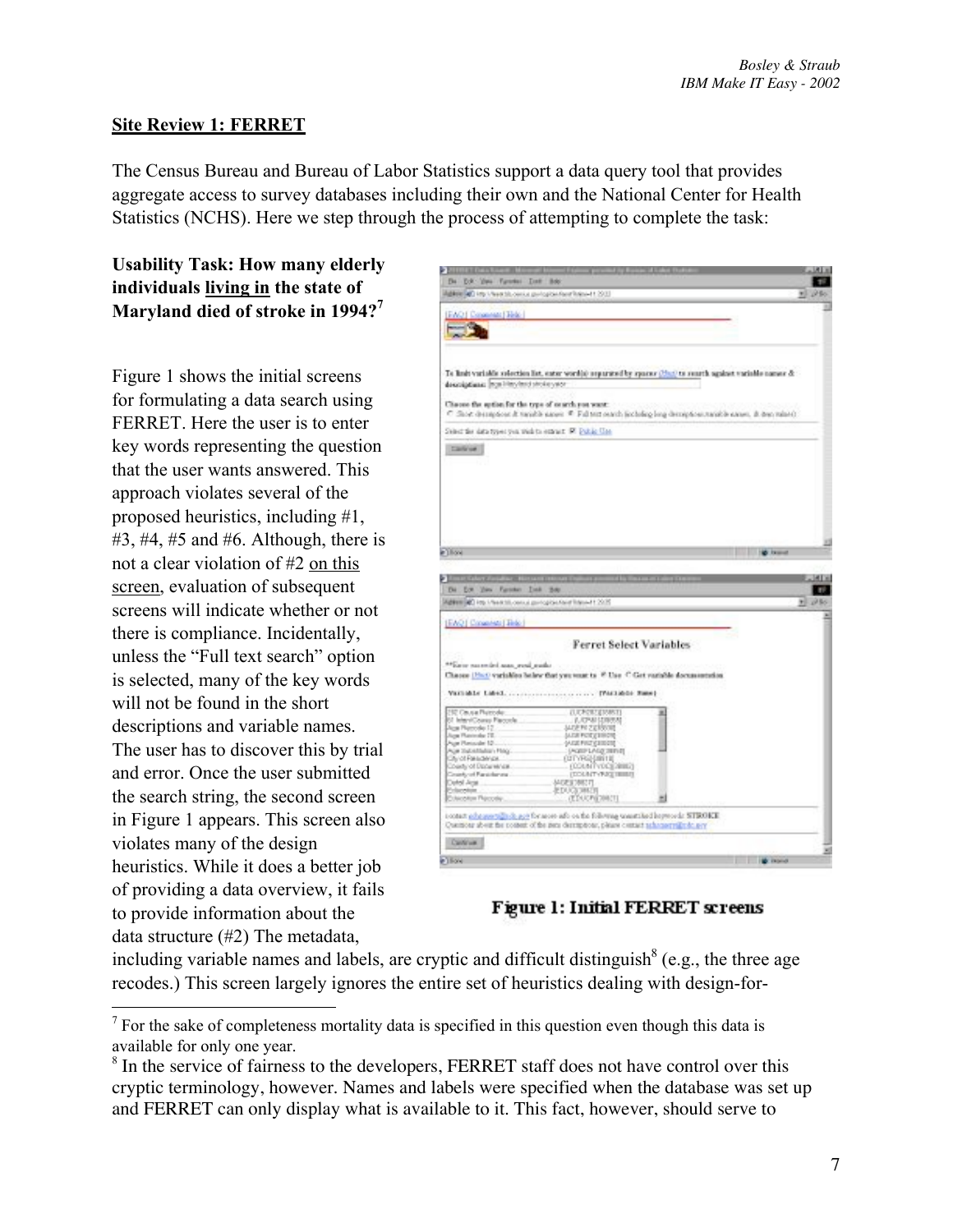## Site Review 1: FERRET

The Census Bureau and Bureau of Labor Statistics support a data query tool that provides aggregate access to survey databases including their own and the National Center for Health Statistics (NCHS). Here we step through the process of attempting to complete the task:

**Usability Task: How many elderly individuals living in the state of Maryland died of stroke in 1994?**[7]

Figure 1 shows the initial screens for formulating a data search using FERRET. Here the user is to enter key words representing the question that the user wants answered. This approach violates several of the proposed heuristics, including #1, #3, #4, #5 and #6. Although, there is not a clear violation of #2 on this screen, evaluation of subsequent screens will indicate whether or not there is compliance. Incidentally, unless the "Full text search" option is selected, many of the key words will not be found in the short descriptions and variable names. The user has to discover this by trial and error. Once the user submitted the search string, the second screen in Figure 1 appears. This screen also violates many of the design heuristics. While it does a better job of providing a data overview, it fails to provide information about the data structure (#2) The metadata, including variable names and labels, are cryptic and difficult distinguish[8] (e.g., the three age recodes.) This screen largely ignores the entire set of heuristics dealing with design-for-

**Figure 1: Initial FERRET screens**

---

[7] For the sake of completeness mortality data is specified in this question even though this data is available for only one year.

[8] In the service of fairness to the developers, FERRET staff does not have control over this cryptic terminology, however. Names and labels were specified when the database was set up and FERRET can only display what is available to it. This fact, however, should serve to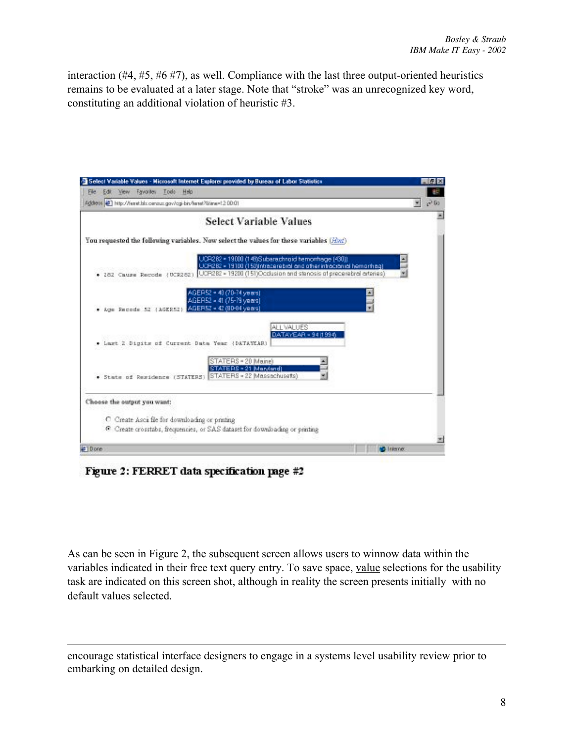interaction (#4, #5, #6 #7), as well. Compliance with the last three output-oriented heuristics remains to be evaluated at a later stage. Note that "stroke" was an unrecognized key word, constituting an additional violation of heuristic #3.

**Figure 2: FERRET data specification page #2**

As can be seen in Figure 2, the subsequent screen allows users to winnow data within the variables indicated in their free text query entry. To save space, value selections for the usability task are indicated on this screen shot, although in reality the screen presents initially with no default values selected.

---

encourage statistical interface designers to engage in a systems level usability review prior to embarking on detailed design.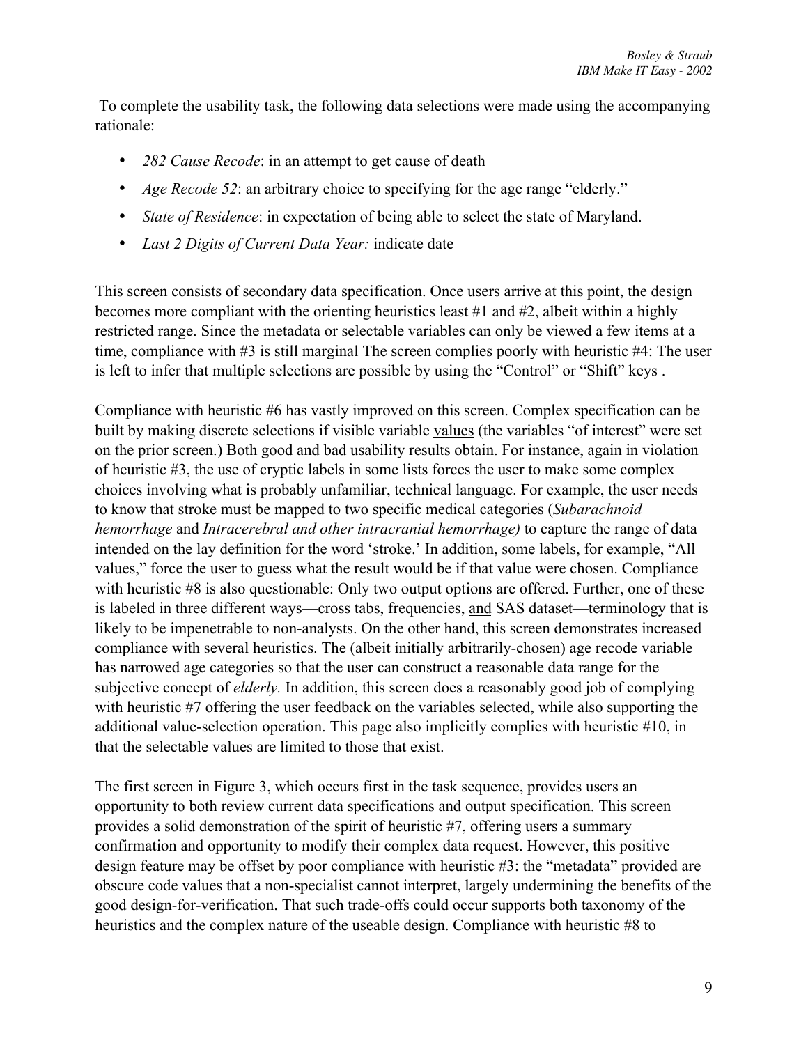To complete the usability task, the following data selections were made using the accompanying rationale:

- *282 Cause Recode*: in an attempt to get cause of death
- *Age Recode 52*: an arbitrary choice to specifying for the age range "elderly."
- *State of Residence*: in expectation of being able to select the state of Maryland.
- *Last 2 Digits of Current Data Year:* indicate date

This screen consists of secondary data specification. Once users arrive at this point, the design becomes more compliant with the orienting heuristics least #1 and #2, albeit within a highly restricted range. Since the metadata or selectable variables can only be viewed a few items at a time, compliance with #3 is still marginal The screen complies poorly with heuristic #4: The user is left to infer that multiple selections are possible by using the "Control" or "Shift" keys .

Compliance with heuristic #6 has vastly improved on this screen. Complex specification can be built by making discrete selections if visible variable values (the variables "of interest" were set on the prior screen.) Both good and bad usability results obtain. For instance, again in violation of heuristic #3, the use of cryptic labels in some lists forces the user to make some complex choices involving what is probably unfamiliar, technical language. For example, the user needs to know that stroke must be mapped to two specific medical categories (*Subarachnoid hemorrhage* and *Intracerebral and other intracranial hemorrhage)* to capture the range of data intended on the lay definition for the word 'stroke.' In addition, some labels, for example, "All values," force the user to guess what the result would be if that value were chosen. Compliance with heuristic #8 is also questionable: Only two output options are offered. Further, one of these is labeled in three different ways—cross tabs, frequencies, and SAS dataset—terminology that is likely to be impenetrable to non-analysts. On the other hand, this screen demonstrates increased compliance with several heuristics. The (albeit initially arbitrarily-chosen) age recode variable has narrowed age categories so that the user can construct a reasonable data range for the subjective concept of *elderly.* In addition, this screen does a reasonably good job of complying with heuristic #7 offering the user feedback on the variables selected, while also supporting the additional value-selection operation. This page also implicitly complies with heuristic #10, in that the selectable values are limited to those that exist.

The first screen in Figure 3, which occurs first in the task sequence, provides users an opportunity to both review current data specifications and output specification. This screen provides a solid demonstration of the spirit of heuristic #7, offering users a summary confirmation and opportunity to modify their complex data request. However, this positive design feature may be offset by poor compliance with heuristic #3: the "metadata" provided are obscure code values that a non-specialist cannot interpret, largely undermining the benefits of the good design-for-verification. That such trade-offs could occur supports both taxonomy of the heuristics and the complex nature of the useable design. Compliance with heuristic #8 to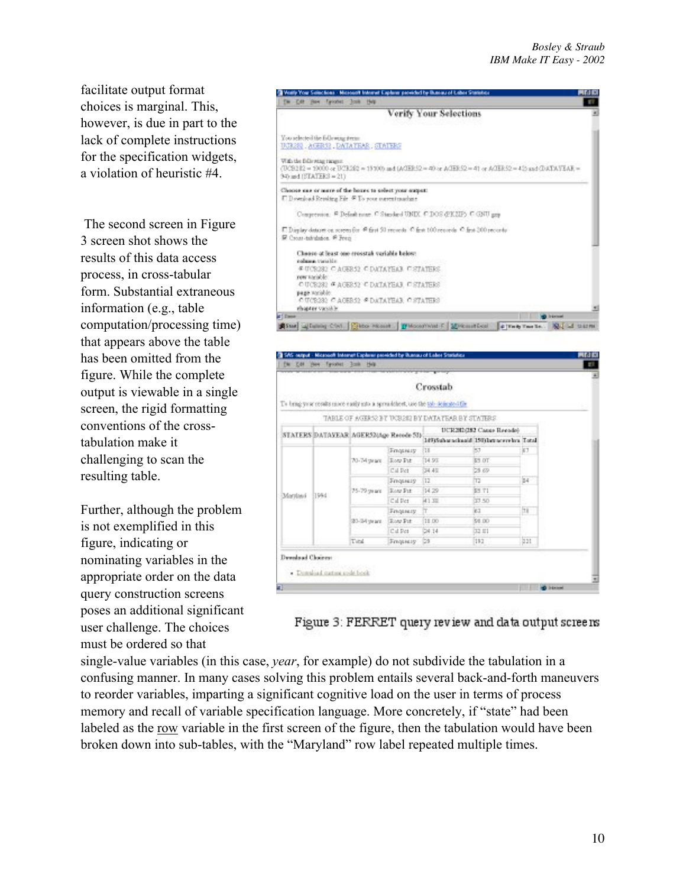facilitate output format choices is marginal. This, however, is due in part to the lack of complete instructions for the specification widgets, a violation of heuristic #4.

The second screen in Figure 3 screen shot shows the results of this data access process, in cross-tabular form. Substantial extraneous information (e.g., table computation/processing time) that appears above the table has been omitted from the figure. While the complete output is viewable in a single screen, the rigid formatting conventions of the cross-tabulation make it challenging to scan the resulting table.

Further, although the problem is not exemplified in this figure, indicating or nominating variables in the appropriate order on the data query construction screens poses an additional significant user challenge. The choices must be ordered so that single-value variables (in this case, *year*, for example) do not subdivide the tabulation in a confusing manner. In many cases solving this problem entails several back-and-forth maneuvers to reorder variables, imparting a significant cognitive load on the user in terms of process memory and recall of variable specification language. More concretely, if "state" had been labeled as the row variable in the first screen of the figure, then the tabulation would have been broken down into sub-tables, with the "Maryland" row label repeated multiple times.

Figure 3: FERRET query review and data output screens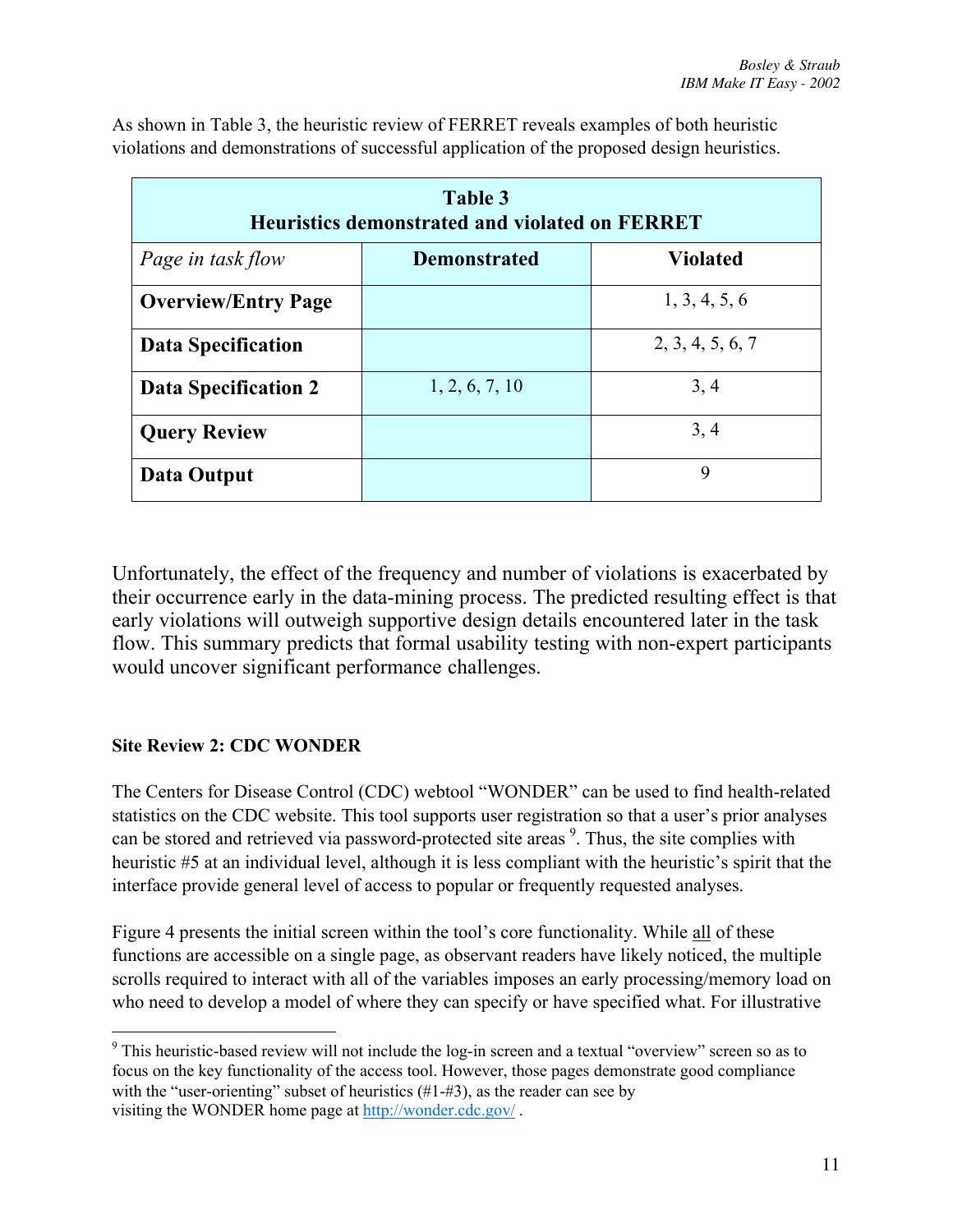As shown in Table 3, the heuristic review of FERRET reveals examples of both heuristic violations and demonstrations of successful application of the proposed design heuristics.

**Table 3**
**Heuristics demonstrated and violated on FERRET**

| *Page in task flow* | **Demonstrated** | **Violated** |
|---|---|---|
| **Overview/Entry Page** | | 1, 3, 4, 5, 6 |
| **Data Specification** | | 2, 3, 4, 5, 6, 7 |
| **Data Specification 2** | 1, 2, 6, 7, 10 | 3, 4 |
| **Query Review** | | 3, 4 |
| **Data Output** | | 9 |

Unfortunately, the effect of the frequency and number of violations is exacerbated by their occurrence early in the data-mining process. The predicted resulting effect is that early violations will outweigh supportive design details encountered later in the task flow. This summary predicts that formal usability testing with non-expert participants would uncover significant performance challenges.

**Site Review 2: CDC WONDER**

The Centers for Disease Control (CDC) webtool "WONDER" can be used to find health-related statistics on the CDC website. This tool supports user registration so that a user's prior analyses can be stored and retrieved via password-protected site areas [9]. Thus, the site complies with heuristic #5 at an individual level, although it is less compliant with the heuristic's spirit that the interface provide general level of access to popular or frequently requested analyses.

Figure 4 presents the initial screen within the tool's core functionality. While all of these functions are accessible on a single page, as observant readers have likely noticed, the multiple scrolls required to interact with all of the variables imposes an early processing/memory load on who need to develop a model of where they can specify or have specified what. For illustrative

[9] This heuristic-based review will not include the log-in screen and a textual "overview" screen so as to focus on the key functionality of the access tool. However, those pages demonstrate good compliance with the "user-orienting" subset of heuristics (#1-#3), as the reader can see by visiting the WONDER home page at http://wonder.cdc.gov/ .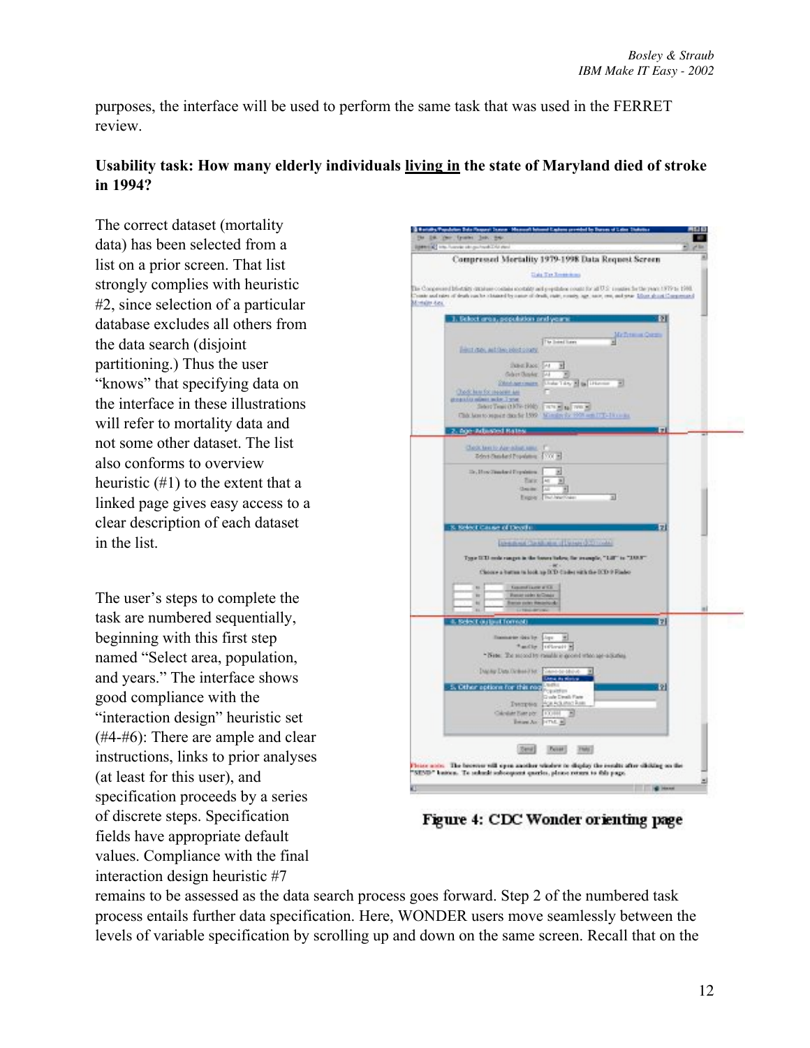purposes, the interface will be used to perform the same task that was used in the FERRET review.

**Usability task: How many elderly individuals <u>living in</u> the state of Maryland died of stroke in 1994?**

The correct dataset (mortality data) has been selected from a list on a prior screen. That list strongly complies with heuristic #2, since selection of a particular database excludes all others from the data search (disjoint partitioning.) Thus the user "knows" that specifying data on the interface in these illustrations will refer to mortality data and not some other dataset. The list also conforms to overview heuristic (#1) to the extent that a linked page gives easy access to a clear description of each dataset in the list.

The user's steps to complete the task are numbered sequentially, beginning with this first step named "Select area, population, and years." The interface shows good compliance with the "interaction design" heuristic set (#4-#6): There are ample and clear instructions, links to prior analyses (at least for this user), and specification proceeds by a series of discrete steps. Specification fields have appropriate default values. Compliance with the final interaction design heuristic #7 remains to be assessed as the data search process goes forward. Step 2 of the numbered task process entails further data specification. Here, WONDER users move seamlessly between the levels of variable specification by scrolling up and down on the same screen. Recall that on the

**Figure 4: CDC Wonder orienting page**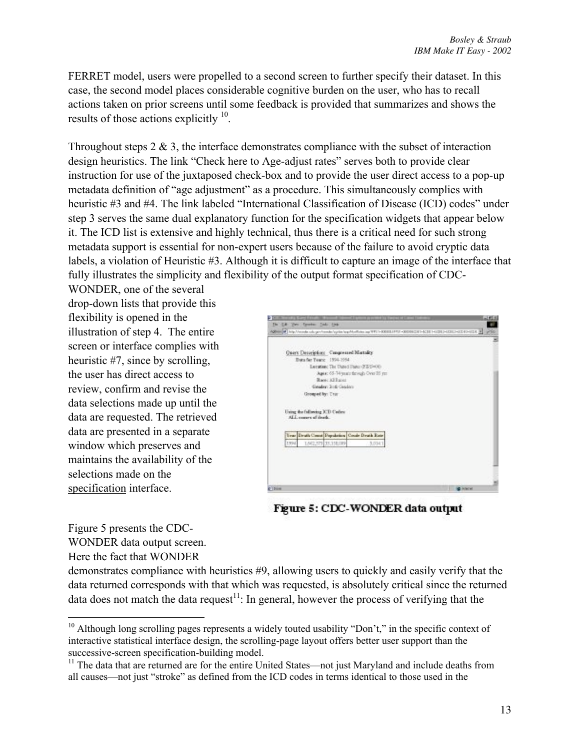FERRET model, users were propelled to a second screen to further specify their dataset. In this case, the second model places considerable cognitive burden on the user, who has to recall actions taken on prior screens until some feedback is provided that summarizes and shows the results of those actions explicitly [10].

Throughout steps 2 & 3, the interface demonstrates compliance with the subset of interaction design heuristics. The link "Check here to Age-adjust rates" serves both to provide clear instruction for use of the juxtaposed check-box and to provide the user direct access to a pop-up metadata definition of "age adjustment" as a procedure. This simultaneously complies with heuristic #3 and #4. The link labeled "International Classification of Disease (ICD) codes" under step 3 serves the same dual explanatory function for the specification widgets that appear below it. The ICD list is extensive and highly technical, thus there is a critical need for such strong metadata support is essential for non-expert users because of the failure to avoid cryptic data labels, a violation of Heuristic #3. Although it is difficult to capture an image of the interface that fully illustrates the simplicity and flexibility of the output format specification of CDC-WONDER, one of the several drop-down lists that provide this flexibility is opened in the illustration of step 4. The entire screen or interface complies with heuristic #7, since by scrolling, the user has direct access to review, confirm and revise the data selections made up until the data are requested. The retrieved data are presented in a separate window which preserves and maintains the availability of the selections made on the <u>specification</u> interface.

**Figure 5: CDC-WONDER data output**

Figure 5 presents the CDC-WONDER data output screen. Here the fact that WONDER demonstrates compliance with heuristics #9, allowing users to quickly and easily verify that the data returned corresponds with that which was requested, is absolutely critical since the returned data does not match the data request[11]: In general, however the process of verifying that the

---

[10] Although long scrolling pages represents a widely touted usability "Don't," in the specific context of interactive statistical interface design, the scrolling-page layout offers better user support than the successive-screen specification-building model.

[11] The data that are returned are for the entire United States—not just Maryland and include deaths from all causes—not just "stroke" as defined from the ICD codes in terms identical to those used in the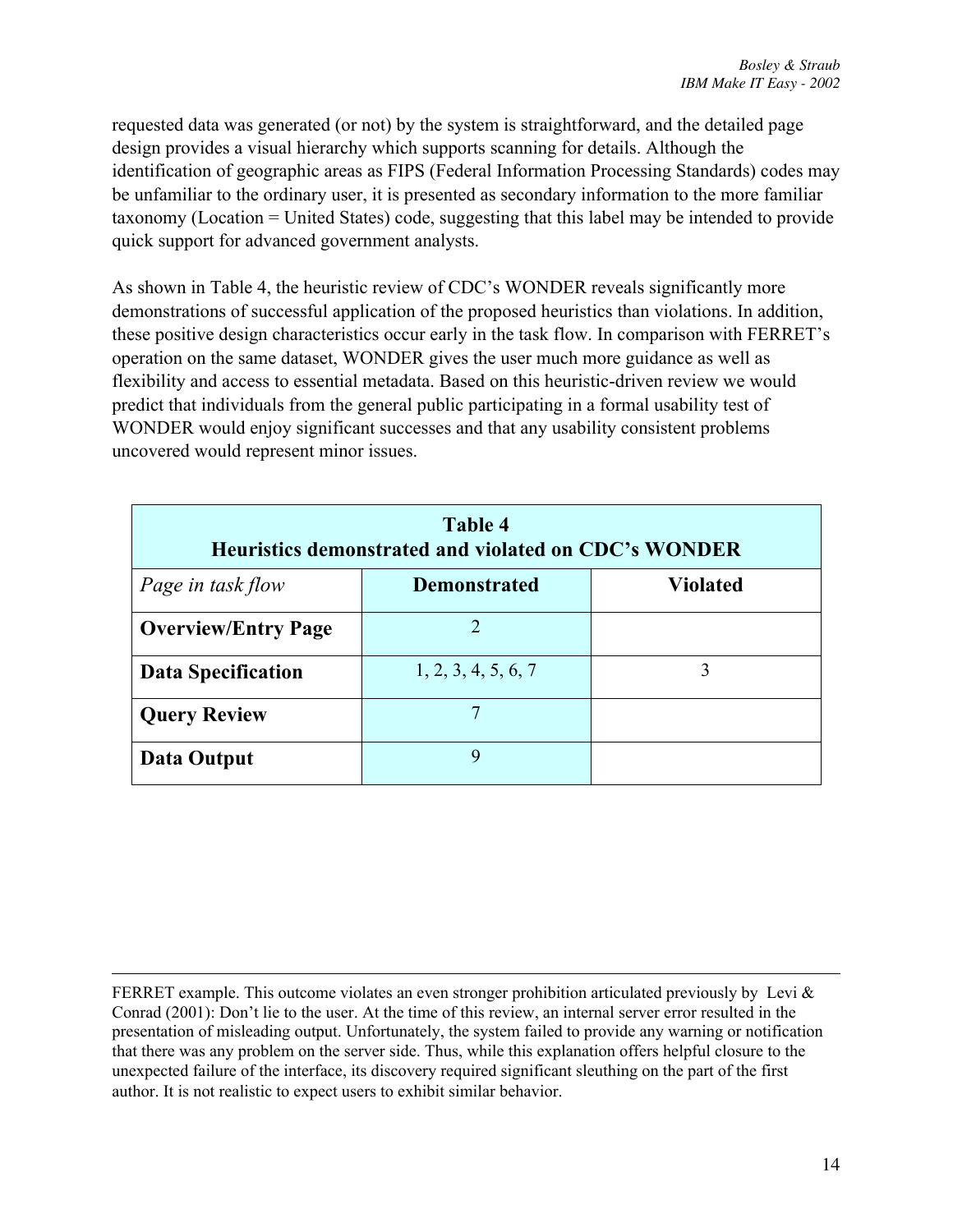requested data was generated (or not) by the system is straightforward, and the detailed page design provides a visual hierarchy which supports scanning for details. Although the identification of geographic areas as FIPS (Federal Information Processing Standards) codes may be unfamiliar to the ordinary user, it is presented as secondary information to the more familiar taxonomy (Location = United States) code, suggesting that this label may be intended to provide quick support for advanced government analysts.

As shown in Table 4, the heuristic review of CDC's WONDER reveals significantly more demonstrations of successful application of the proposed heuristics than violations. In addition, these positive design characteristics occur early in the task flow. In comparison with FERRET's operation on the same dataset, WONDER gives the user much more guidance as well as flexibility and access to essential metadata. Based on this heuristic-driven review we would predict that individuals from the general public participating in a formal usability test of WONDER would enjoy significant successes and that any usability consistent problems uncovered would represent minor issues.

**Table 4**
**Heuristics demonstrated and violated on CDC's WONDER**

| *Page in task flow* | **Demonstrated** | **Violated** |
|---|---|---|
| **Overview/Entry Page** | 2 | |
| **Data Specification** | 1, 2, 3, 4, 5, 6, 7 | 3 |
| **Query Review** | 7 | |
| **Data Output** | 9 | |

---

FERRET example. This outcome violates an even stronger prohibition articulated previously by Levi & Conrad (2001): Don't lie to the user. At the time of this review, an internal server error resulted in the presentation of misleading output. Unfortunately, the system failed to provide any warning or notification that there was any problem on the server side. Thus, while this explanation offers helpful closure to the unexpected failure of the interface, its discovery required significant sleuthing on the part of the first author. It is not realistic to expect users to exhibit similar behavior.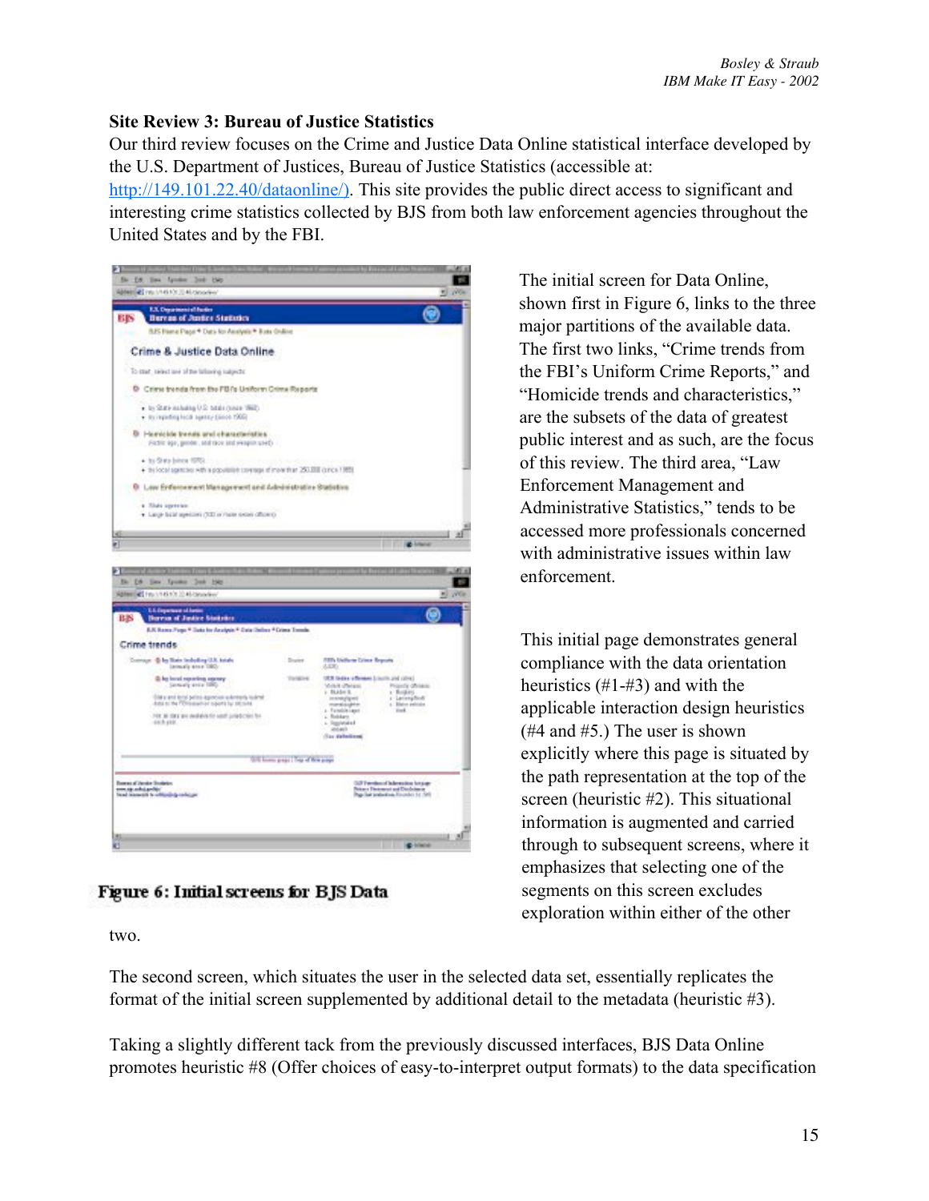### Site Review 3: Bureau of Justice Statistics

Our third review focuses on the Crime and Justice Data Online statistical interface developed by the U.S. Department of Justices, Bureau of Justice Statistics (accessible at: http://149.101.22.40/dataonline/). This site provides the public direct access to significant and interesting crime statistics collected by BJS from both law enforcement agencies throughout the United States and by the FBI.

**Figure 6: Initial screens for BJS Data**

The initial screen for Data Online, shown first in Figure 6, links to the three major partitions of the available data. The first two links, "Crime trends from the FBI's Uniform Crime Reports," and "Homicide trends and characteristics," are the subsets of the data of greatest public interest and as such, are the focus of this review. The third area, "Law Enforcement Management and Administrative Statistics," tends to be accessed more professionals concerned with administrative issues within law enforcement.

This initial page demonstrates general compliance with the data orientation heuristics (#1-#3) and with the applicable interaction design heuristics (#4 and #5.) The user is shown explicitly where this page is situated by the path representation at the top of the screen (heuristic #2). This situational information is augmented and carried through to subsequent screens, where it emphasizes that selecting one of the segments on this screen excludes exploration within either of the other two.

The second screen, which situates the user in the selected data set, essentially replicates the format of the initial screen supplemented by additional detail to the metadata (heuristic #3).

Taking a slightly different tack from the previously discussed interfaces, BJS Data Online promotes heuristic #8 (Offer choices of easy-to-interpret output formats) to the data specification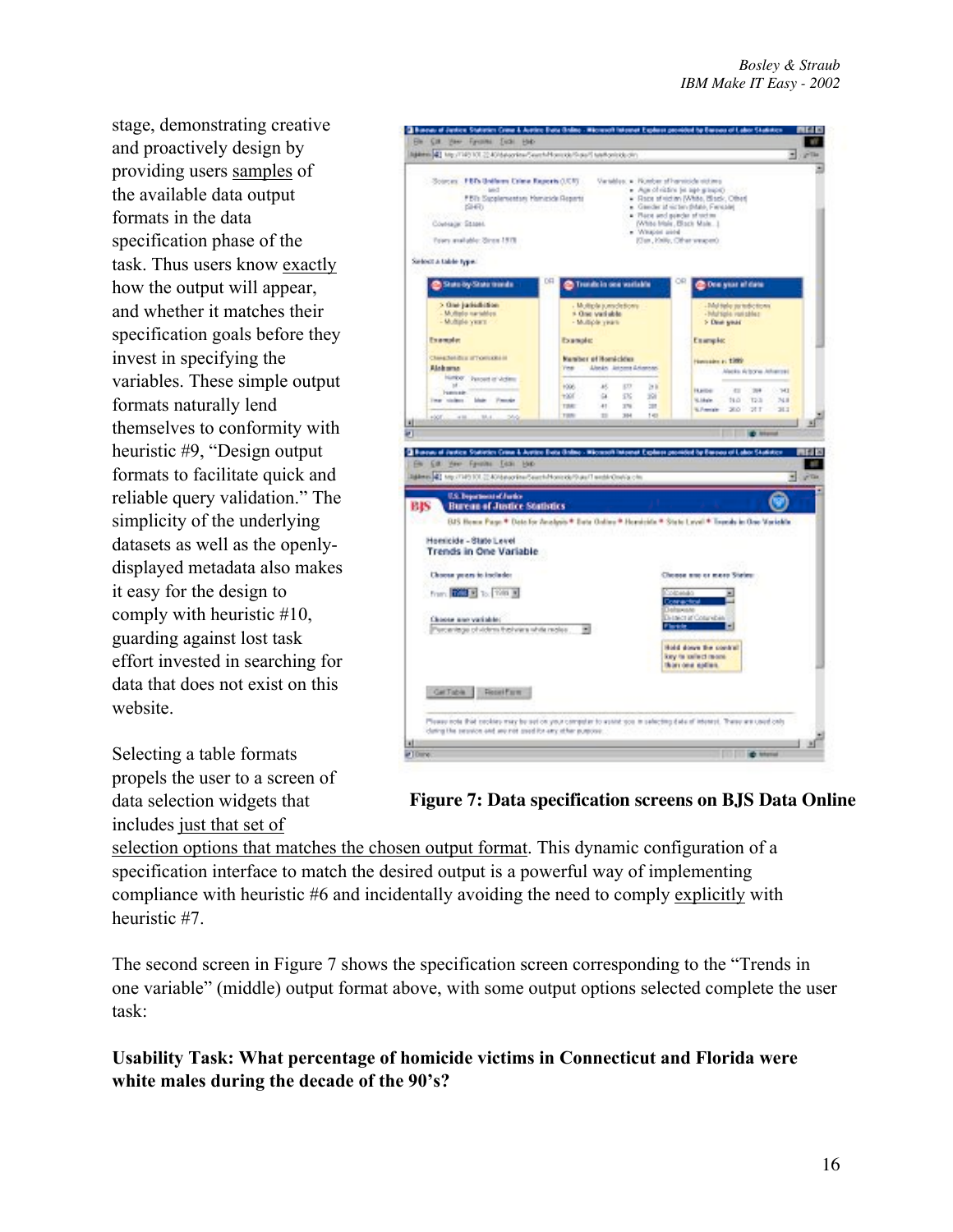stage, demonstrating creative and proactively design by providing users samples of the available data output formats in the data specification phase of the task. Thus users know exactly how the output will appear, and whether it matches their specification goals before they invest in specifying the variables. These simple output formats naturally lend themselves to conformity with heuristic #9, "Design output formats to facilitate quick and reliable query validation." The simplicity of the underlying datasets as well as the openly-displayed metadata also makes it easy for the design to comply with heuristic #10, guarding against lost task effort invested in searching for data that does not exist on this website.

**Figure 7: Data specification screens on BJS Data Online**

Selecting a table formats propels the user to a screen of data selection widgets that includes just that set of selection options that matches the chosen output format. This dynamic configuration of a specification interface to match the desired output is a powerful way of implementing compliance with heuristic #6 and incidentally avoiding the need to comply explicitly with heuristic #7.

The second screen in Figure 7 shows the specification screen corresponding to the "Trends in one variable" (middle) output format above, with some output options selected complete the user task:

**Usability Task: What percentage of homicide victims in Connecticut and Florida were white males during the decade of the 90's?**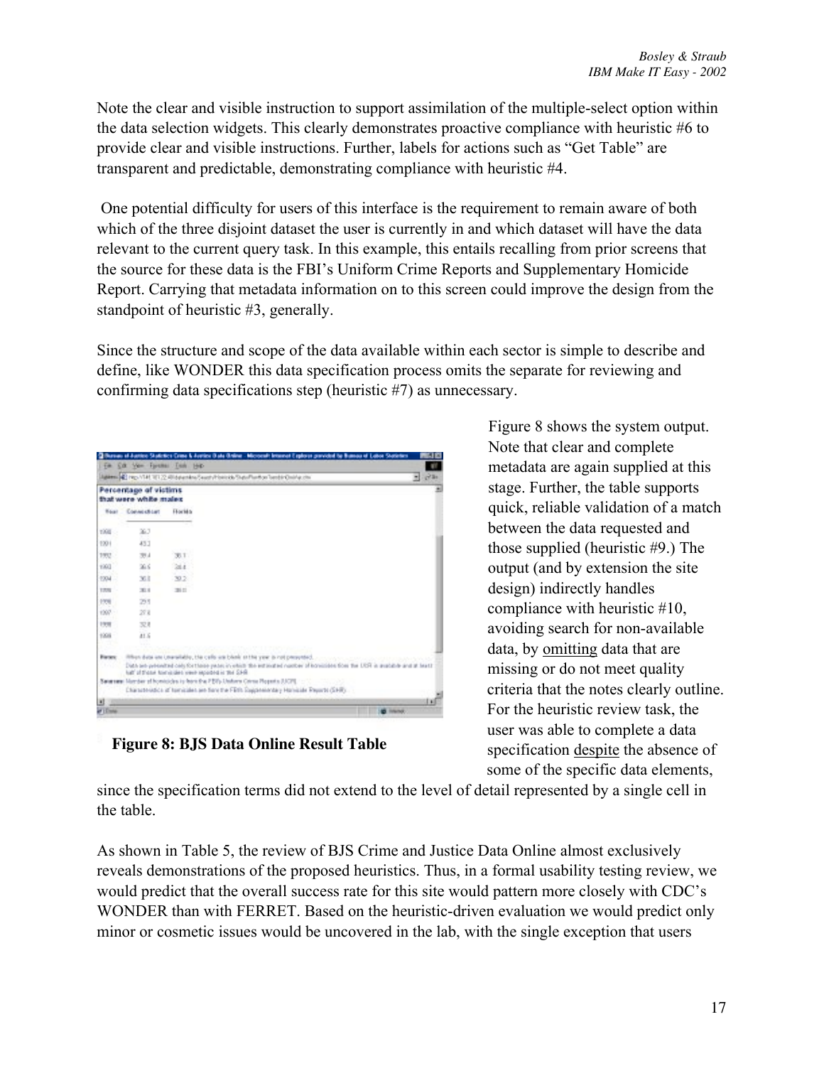Note the clear and visible instruction to support assimilation of the multiple-select option within the data selection widgets. This clearly demonstrates proactive compliance with heuristic #6 to provide clear and visible instructions. Further, labels for actions such as "Get Table" are transparent and predictable, demonstrating compliance with heuristic #4.

One potential difficulty for users of this interface is the requirement to remain aware of both which of the three disjoint dataset the user is currently in and which dataset will have the data relevant to the current query task. In this example, this entails recalling from prior screens that the source for these data is the FBI's Uniform Crime Reports and Supplementary Homicide Report. Carrying that metadata information on to this screen could improve the design from the standpoint of heuristic #3, generally.

Since the structure and scope of the data available within each sector is simple to describe and define, like WONDER this data specification process omits the separate for reviewing and confirming data specifications step (heuristic #7) as unnecessary.

**Figure 8: BJS Data Online Result Table**

Figure 8 shows the system output. Note that clear and complete metadata are again supplied at this stage. Further, the table supports quick, reliable validation of a match between the data requested and those supplied (heuristic #9.) The output (and by extension the site design) indirectly handles compliance with heuristic #10, avoiding search for non-available data, by <u>omitting</u> data that are missing or do not meet quality criteria that the notes clearly outline. For the heuristic review task, the user was able to complete a data specification <u>despite</u> the absence of some of the specific data elements, since the specification terms did not extend to the level of detail represented by a single cell in the table.

As shown in Table 5, the review of BJS Crime and Justice Data Online almost exclusively reveals demonstrations of the proposed heuristics. Thus, in a formal usability testing review, we would predict that the overall success rate for this site would pattern more closely with CDC's WONDER than with FERRET. Based on the heuristic-driven evaluation we would predict only minor or cosmetic issues would be uncovered in the lab, with the single exception that users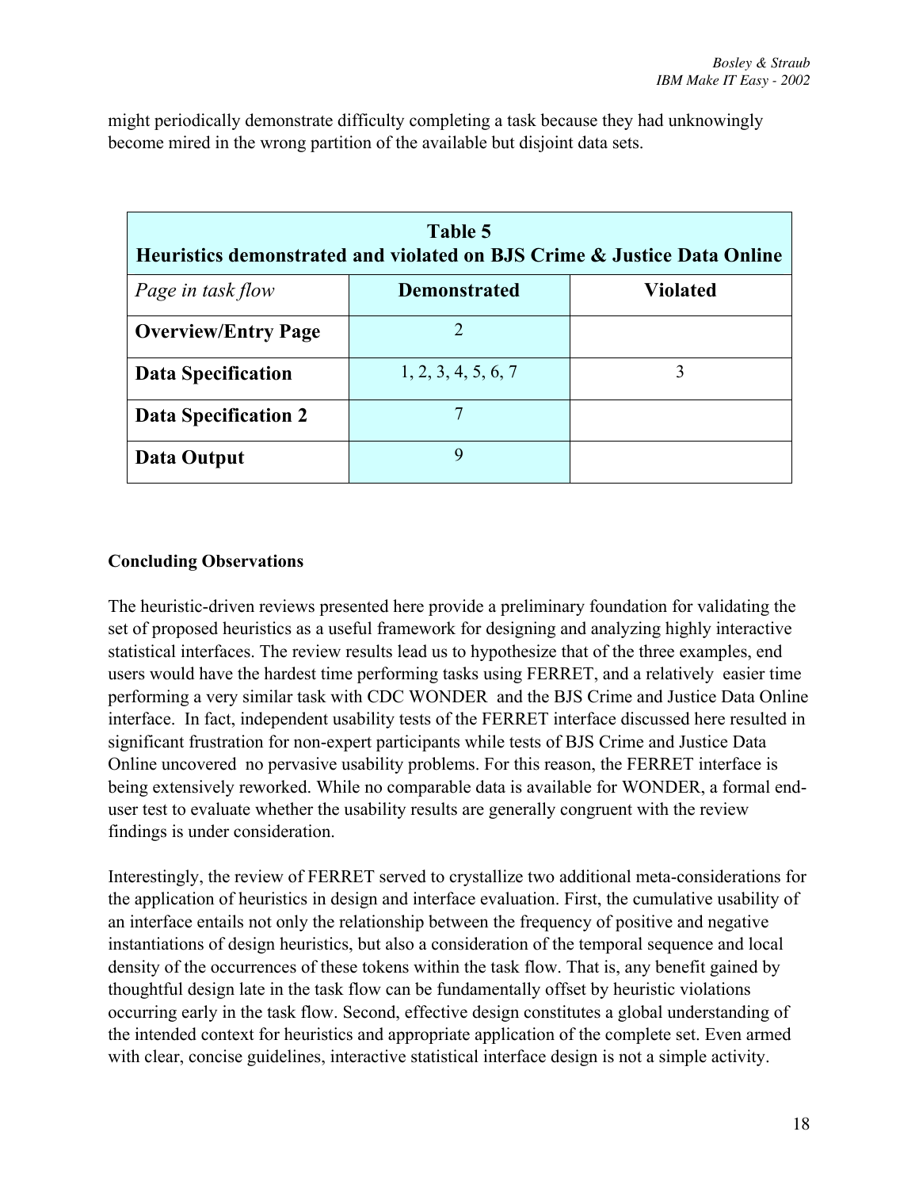might periodically demonstrate difficulty completing a task because they had unknowingly become mired in the wrong partition of the available but disjoint data sets.

| **Table 5**<br>**Heuristics demonstrated and violated on BJS Crime & Justice Data Online** | | |
|---|---|---|
| *Page in task flow* | **Demonstrated** | **Violated** |
| **Overview/Entry Page** | 2 | |
| **Data Specification** | 1, 2, 3, 4, 5, 6, 7 | 3 |
| **Data Specification 2** | 7 | |
| **Data Output** | 9 | |

**Concluding Observations**

The heuristic-driven reviews presented here provide a preliminary foundation for validating the set of proposed heuristics as a useful framework for designing and analyzing highly interactive statistical interfaces. The review results lead us to hypothesize that of the three examples, end users would have the hardest time performing tasks using FERRET, and a relatively easier time performing a very similar task with CDC WONDER and the BJS Crime and Justice Data Online interface. In fact, independent usability tests of the FERRET interface discussed here resulted in significant frustration for non-expert participants while tests of BJS Crime and Justice Data Online uncovered no pervasive usability problems. For this reason, the FERRET interface is being extensively reworked. While no comparable data is available for WONDER, a formal end-user test to evaluate whether the usability results are generally congruent with the review findings is under consideration.

Interestingly, the review of FERRET served to crystallize two additional meta-considerations for the application of heuristics in design and interface evaluation. First, the cumulative usability of an interface entails not only the relationship between the frequency of positive and negative instantiations of design heuristics, but also a consideration of the temporal sequence and local density of the occurrences of these tokens within the task flow. That is, any benefit gained by thoughtful design late in the task flow can be fundamentally offset by heuristic violations occurring early in the task flow. Second, effective design constitutes a global understanding of the intended context for heuristics and appropriate application of the complete set. Even armed with clear, concise guidelines, interactive statistical interface design is not a simple activity.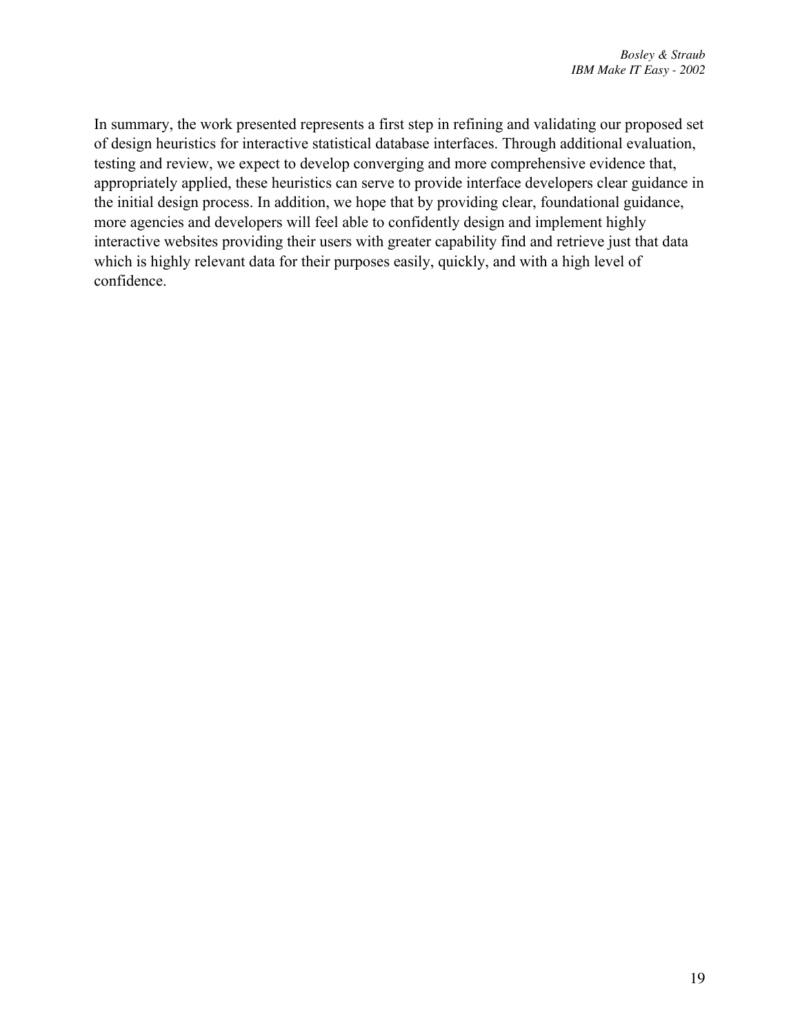In summary, the work presented represents a first step in refining and validating our proposed set of design heuristics for interactive statistical database interfaces. Through additional evaluation, testing and review, we expect to develop converging and more comprehensive evidence that, appropriately applied, these heuristics can serve to provide interface developers clear guidance in the initial design process. In addition, we hope that by providing clear, foundational guidance, more agencies and developers will feel able to confidently design and implement highly interactive websites providing their users with greater capability find and retrieve just that data which is highly relevant data for their purposes easily, quickly, and with a high level of confidence.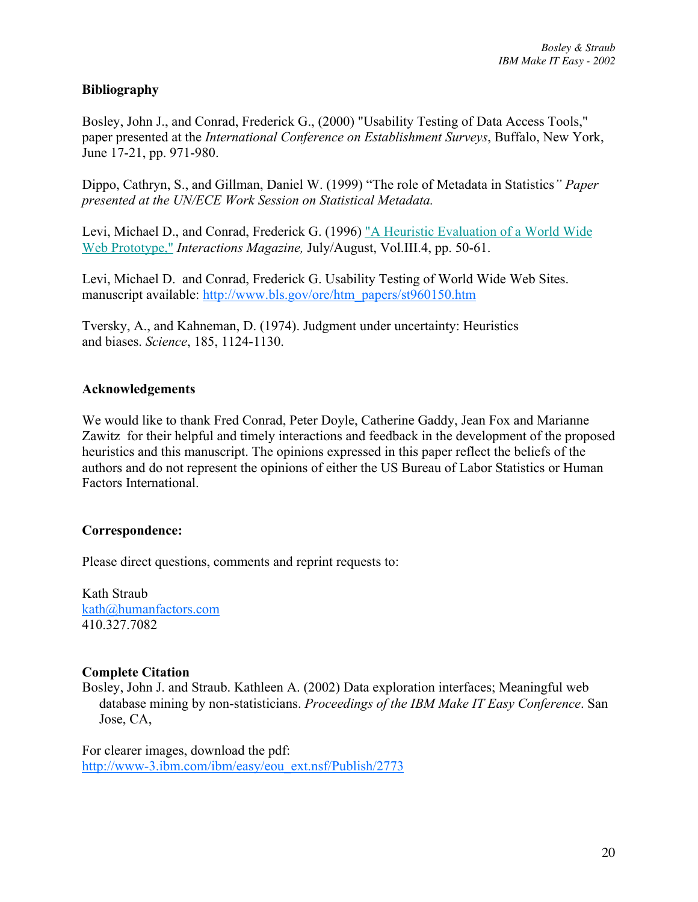## Bibliography

Bosley, John J., and Conrad, Frederick G., (2000) "Usability Testing of Data Access Tools," paper presented at the *International Conference on Establishment Surveys*, Buffalo, New York, June 17-21, pp. 971-980.

Dippo, Cathryn, S., and Gillman, Daniel W. (1999) "The role of Metadata in Statistics*" Paper presented at the UN/ECE Work Session on Statistical Metadata.*

Levi, Michael D., and Conrad, Frederick G. (1996) "A Heuristic Evaluation of a World Wide Web Prototype," *Interactions Magazine,* July/August, Vol.III.4, pp. 50-61.

Levi, Michael D. and Conrad, Frederick G. Usability Testing of World Wide Web Sites. manuscript available: http://www.bls.gov/ore/htm_papers/st960150.htm

Tversky, A., and Kahneman, D. (1974). Judgment under uncertainty: Heuristics and biases. *Science*, 185, 1124-1130.

## Acknowledgements

We would like to thank Fred Conrad, Peter Doyle, Catherine Gaddy, Jean Fox and Marianne Zawitz for their helpful and timely interactions and feedback in the development of the proposed heuristics and this manuscript. The opinions expressed in this paper reflect the beliefs of the authors and do not represent the opinions of either the US Bureau of Labor Statistics or Human Factors International.

## Correspondence:

Please direct questions, comments and reprint requests to:

Kath Straub
kath@humanfactors.com
410.327.7082

## Complete Citation

Bosley, John J. and Straub. Kathleen A. (2002) Data exploration interfaces; Meaningful web database mining by non-statisticians. *Proceedings of the IBM Make IT Easy Conference*. San Jose, CA,

For clearer images, download the pdf:
http://www-3.ibm.com/ibm/easy/eou_ext.nsf/Publish/2773